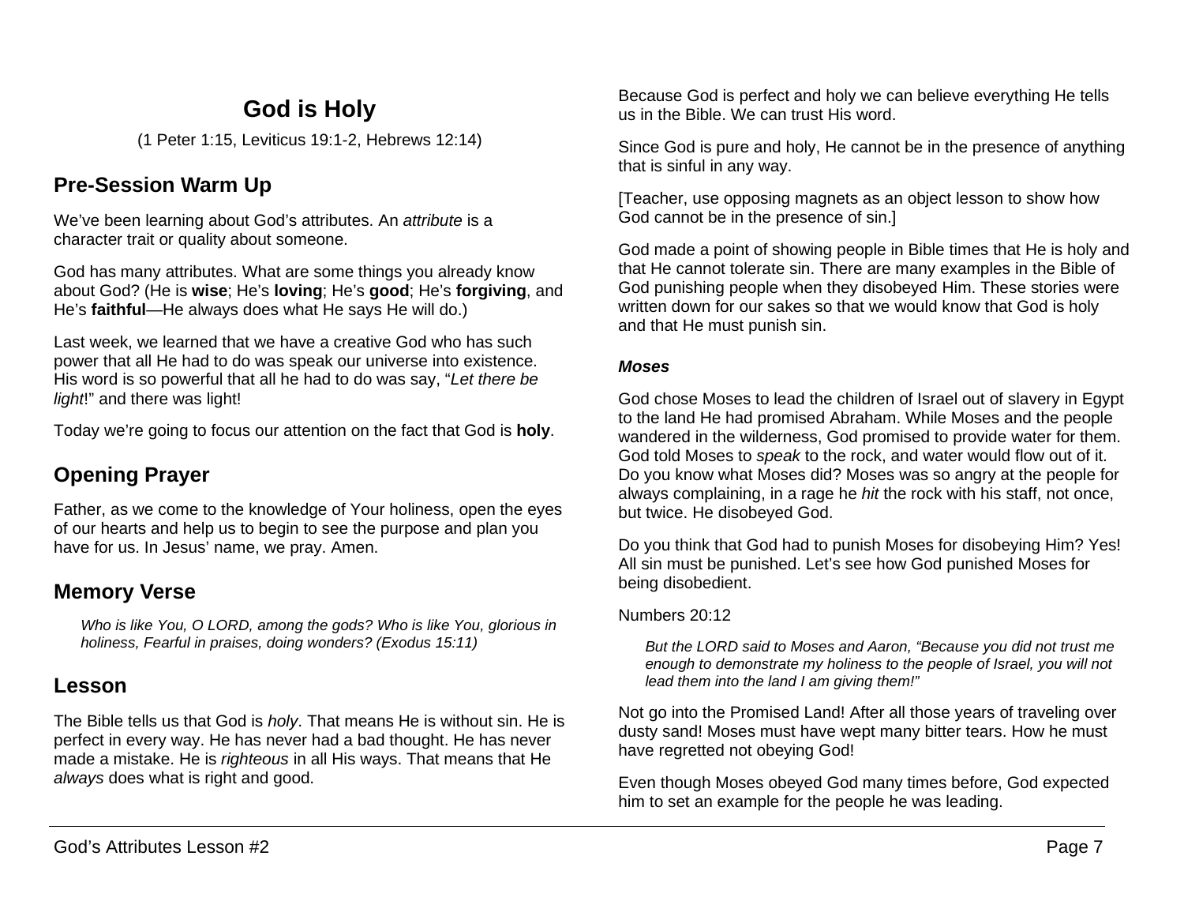# God is Holy

(1 Peter 1:15, Leviticus 19:1-2, Hebrews 12:14)

## Pre-Session Warm Up

We've been learning about God's attributes. An *attribute* is a character trait or quality about someone.

God has many attributes. What are some things you already know about God? (He is **wise**; He's **loving**; He's **good**; He's **forgiving**, and He's **faithful**—He always does what He says He will do.)

Last week, we learned that we have a creative God who has such power that all He had to do was speak our universe into existence. His word is so powerful that all he had to do was say, "*Let there be light*!" and there was light!

Today we're going to focus our attention on the fact that God is **holy**.

## Opening Prayer

Father, as we come to the knowledge of Your holiness, open the eyes of our hearts and help us to begin to see the purpose and plan you have for us. In Jesus' name, we pray. Amen.

## Memory Verse

> *Who is like You, O LORD, among the gods? Who is like You, glorious in holiness, Fearful in praises, doing wonders? (Exodus 15:11)*

## Lesson

The Bible tells us that God is *holy*. That means He is without sin. He is perfect in every way. He has never had a bad thought. He has never made a mistake. He is *righteous* in all His ways. That means that He *always* does what is right and good.

Because God is perfect and holy we can believe everything He tells us in the Bible. We can trust His word.

Since God is pure and holy, He cannot be in the presence of anything that is sinful in any way.

[Teacher, use opposing magnets as an object lesson to show how God cannot be in the presence of sin.]

God made a point of showing people in Bible times that He is holy and that He cannot tolerate sin. There are many examples in the Bible of God punishing people when they disobeyed Him. These stories were written down for our sakes so that we would know that God is holy and that He must punish sin.

***Moses***

God chose Moses to lead the children of Israel out of slavery in Egypt to the land He had promised Abraham. While Moses and the people wandered in the wilderness, God promised to provide water for them. God told Moses to *speak* to the rock, and water would flow out of it. Do you know what Moses did? Moses was so angry at the people for always complaining, in a rage he *hit* the rock with his staff, not once, but twice. He disobeyed God.

Do you think that God had to punish Moses for disobeying Him? Yes! All sin must be punished. Let's see how God punished Moses for being disobedient.

Numbers 20:12

> *But the LORD said to Moses and Aaron, "Because you did not trust me enough to demonstrate my holiness to the people of Israel, you will not lead them into the land I am giving them!"*

Not go into the Promised Land! After all those years of traveling over dusty sand! Moses must have wept many bitter tears. How he must have regretted not obeying God!

Even though Moses obeyed God many times before, God expected him to set an example for the people he was leading.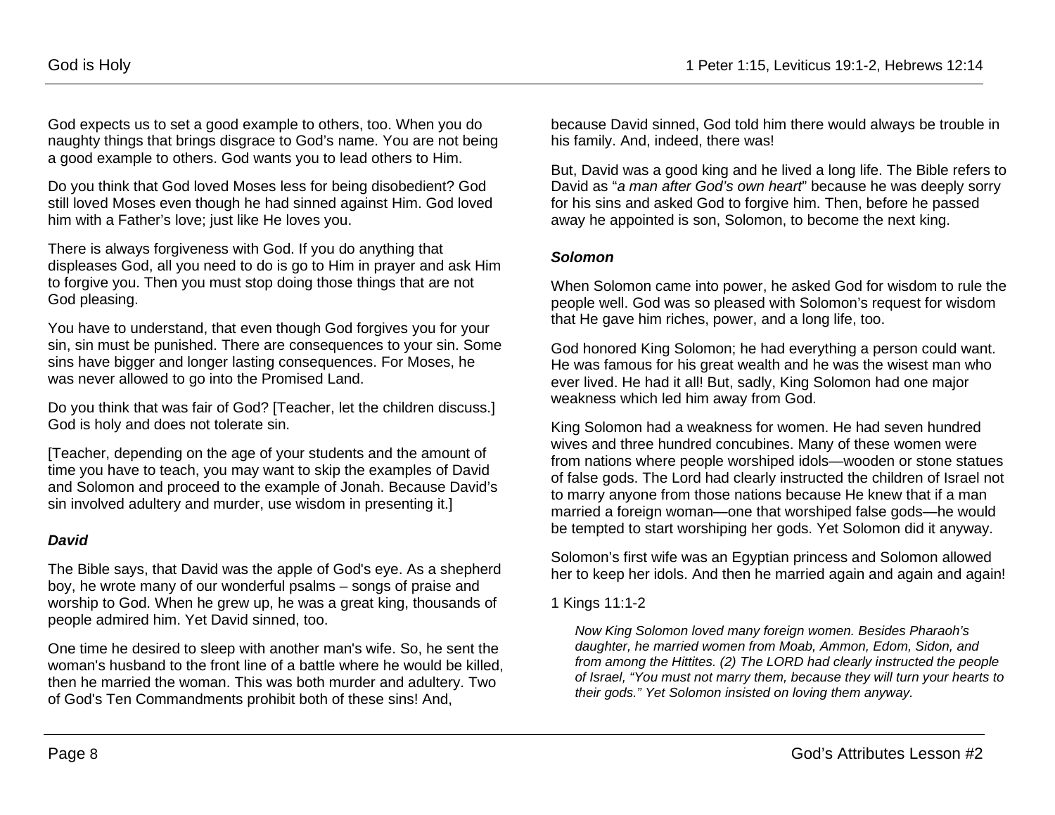God expects us to set a good example to others, too. When you do naughty things that brings disgrace to God's name. You are not being a good example to others. God wants you to lead others to Him.

Do you think that God loved Moses less for being disobedient? God still loved Moses even though he had sinned against Him. God loved him with a Father's love; just like He loves you.

There is always forgiveness with God. If you do anything that displeases God, all you need to do is go to Him in prayer and ask Him to forgive you. Then you must stop doing those things that are not God pleasing.

You have to understand, that even though God forgives you for your sin, sin must be punished. There are consequences to your sin. Some sins have bigger and longer lasting consequences. For Moses, he was never allowed to go into the Promised Land.

Do you think that was fair of God? [Teacher, let the children discuss.] God is holy and does not tolerate sin.

[Teacher, depending on the age of your students and the amount of time you have to teach, you may want to skip the examples of David and Solomon and proceed to the example of Jonah. Because David's sin involved adultery and murder, use wisdom in presenting it.]

### *David*

The Bible says, that David was the apple of God's eye. As a shepherd boy, he wrote many of our wonderful psalms – songs of praise and worship to God. When he grew up, he was a great king, thousands of people admired him. Yet David sinned, too.

One time he desired to sleep with another man's wife. So, he sent the woman's husband to the front line of a battle where he would be killed, then he married the woman. This was both murder and adultery. Two of God's Ten Commandments prohibit both of these sins! And, because David sinned, God told him there would always be trouble in his family. And, indeed, there was!

But, David was a good king and he lived a long life. The Bible refers to David as "*a man after God's own heart*" because he was deeply sorry for his sins and asked God to forgive him. Then, before he passed away he appointed is son, Solomon, to become the next king.

### *Solomon*

When Solomon came into power, he asked God for wisdom to rule the people well. God was so pleased with Solomon's request for wisdom that He gave him riches, power, and a long life, too.

God honored King Solomon; he had everything a person could want. He was famous for his great wealth and he was the wisest man who ever lived. He had it all! But, sadly, King Solomon had one major weakness which led him away from God.

King Solomon had a weakness for women. He had seven hundred wives and three hundred concubines. Many of these women were from nations where people worshiped idols—wooden or stone statues of false gods. The Lord had clearly instructed the children of Israel not to marry anyone from those nations because He knew that if a man married a foreign woman—one that worshiped false gods—he would be tempted to start worshiping her gods. Yet Solomon did it anyway.

Solomon's first wife was an Egyptian princess and Solomon allowed her to keep her idols. And then he married again and again and again!

1 Kings 11:1-2

> *Now King Solomon loved many foreign women. Besides Pharaoh's daughter, he married women from Moab, Ammon, Edom, Sidon, and from among the Hittites. (2) The LORD had clearly instructed the people of Israel, "You must not marry them, because they will turn your hearts to their gods." Yet Solomon insisted on loving them anyway.*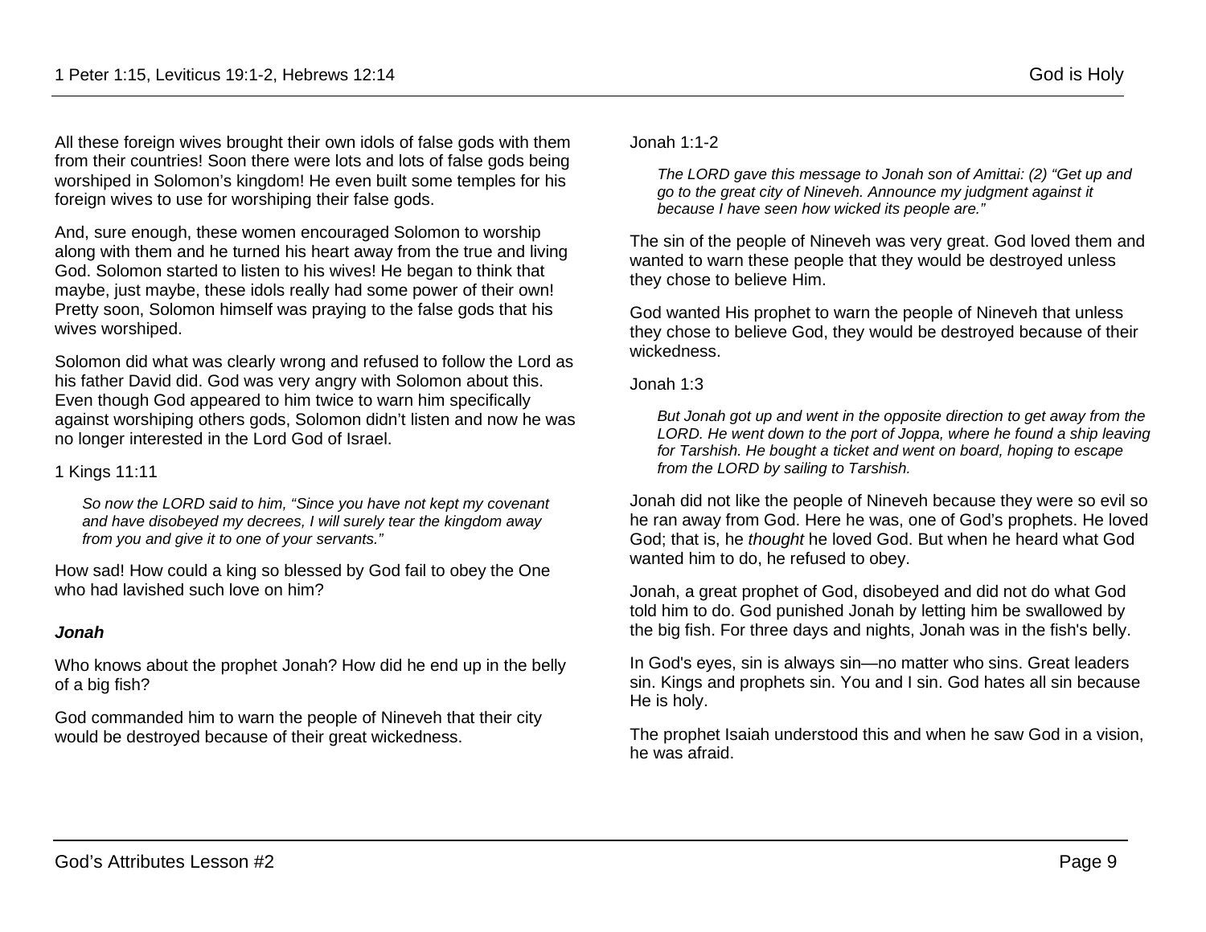All these foreign wives brought their own idols of false gods with them from their countries! Soon there were lots and lots of false gods being worshiped in Solomon's kingdom! He even built some temples for his foreign wives to use for worshiping their false gods.

And, sure enough, these women encouraged Solomon to worship along with them and he turned his heart away from the true and living God. Solomon started to listen to his wives! He began to think that maybe, just maybe, these idols really had some power of their own! Pretty soon, Solomon himself was praying to the false gods that his wives worshiped.

Solomon did what was clearly wrong and refused to follow the Lord as his father David did. God was very angry with Solomon about this. Even though God appeared to him twice to warn him specifically against worshiping others gods, Solomon didn't listen and now he was no longer interested in the Lord God of Israel.

1 Kings 11:11

> *So now the LORD said to him, "Since you have not kept my covenant and have disobeyed my decrees, I will surely tear the kingdom away from you and give it to one of your servants."*

How sad! How could a king so blessed by God fail to obey the One who had lavished such love on him?

### ***Jonah***

Who knows about the prophet Jonah? How did he end up in the belly of a big fish?

God commanded him to warn the people of Nineveh that their city would be destroyed because of their great wickedness.

Jonah 1:1-2

> *The LORD gave this message to Jonah son of Amittai: (2) "Get up and go to the great city of Nineveh. Announce my judgment against it because I have seen how wicked its people are."*

The sin of the people of Nineveh was very great. God loved them and wanted to warn these people that they would be destroyed unless they chose to believe Him.

God wanted His prophet to warn the people of Nineveh that unless they chose to believe God, they would be destroyed because of their wickedness.

Jonah 1:3

> *But Jonah got up and went in the opposite direction to get away from the LORD. He went down to the port of Joppa, where he found a ship leaving for Tarshish. He bought a ticket and went on board, hoping to escape from the LORD by sailing to Tarshish.*

Jonah did not like the people of Nineveh because they were so evil so he ran away from God. Here he was, one of God's prophets. He loved God; that is, he *thought* he loved God. But when he heard what God wanted him to do, he refused to obey.

Jonah, a great prophet of God, disobeyed and did not do what God told him to do. God punished Jonah by letting him be swallowed by the big fish. For three days and nights, Jonah was in the fish's belly.

In God's eyes, sin is always sin—no matter who sins. Great leaders sin. Kings and prophets sin. You and I sin. God hates all sin because He is holy.

The prophet Isaiah understood this and when he saw God in a vision, he was afraid.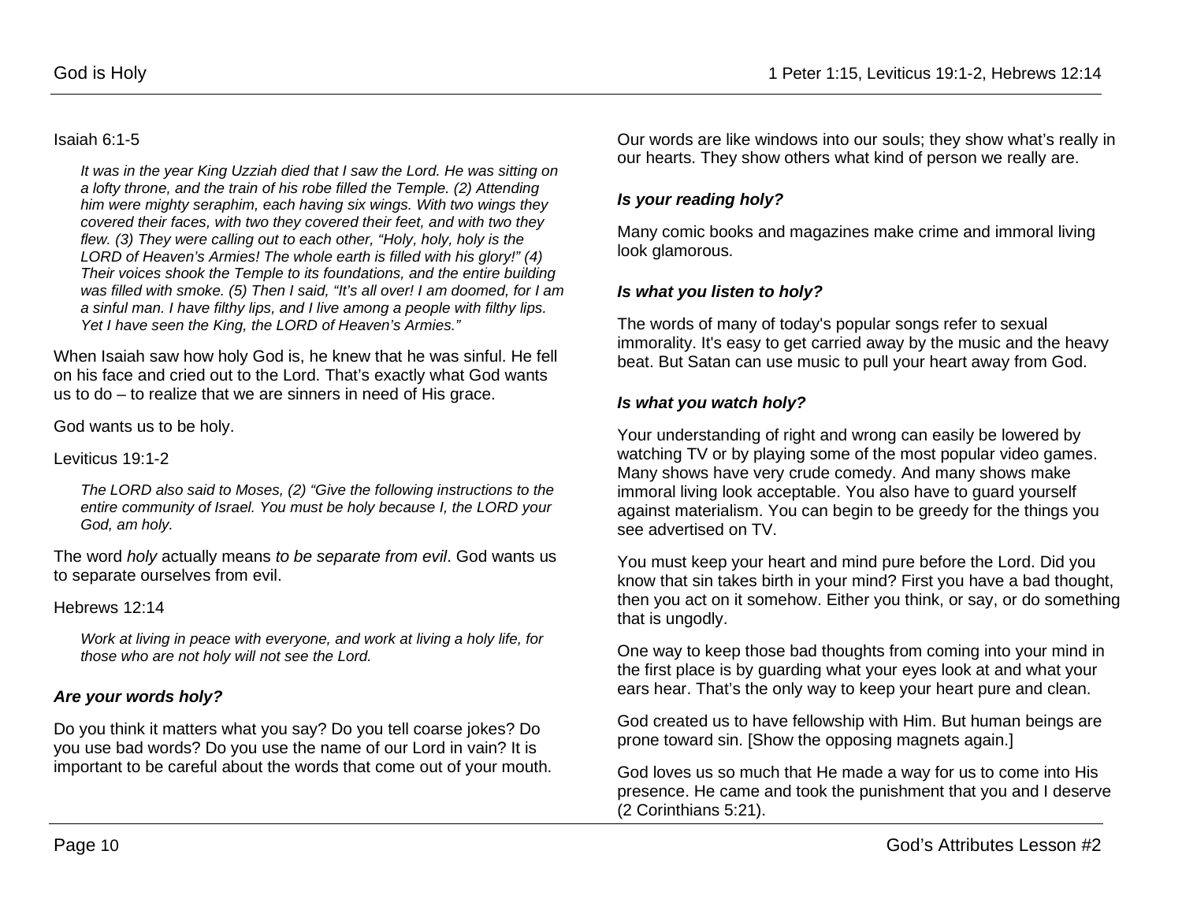Isaiah 6:1-5

> *It was in the year King Uzziah died that I saw the Lord. He was sitting on a lofty throne, and the train of his robe filled the Temple. (2) Attending him were mighty seraphim, each having six wings. With two wings they covered their faces, with two they covered their feet, and with two they flew. (3) They were calling out to each other, "Holy, holy, holy is the LORD of Heaven's Armies! The whole earth is filled with his glory!" (4) Their voices shook the Temple to its foundations, and the entire building was filled with smoke. (5) Then I said, "It's all over! I am doomed, for I am a sinful man. I have filthy lips, and I live among a people with filthy lips. Yet I have seen the King, the LORD of Heaven's Armies."*

When Isaiah saw how holy God is, he knew that he was sinful. He fell on his face and cried out to the Lord. That's exactly what God wants us to do – to realize that we are sinners in need of His grace.

God wants us to be holy.

Leviticus 19:1-2

> *The LORD also said to Moses, (2) "Give the following instructions to the entire community of Israel. You must be holy because I, the LORD your God, am holy.*

The word *holy* actually means *to be separate from evil*. God wants us to separate ourselves from evil.

Hebrews 12:14

> *Work at living in peace with everyone, and work at living a holy life, for those who are not holy will not see the Lord.*

### *Are your words holy?*

Do you think it matters what you say? Do you tell coarse jokes? Do you use bad words? Do you use the name of our Lord in vain? It is important to be careful about the words that come out of your mouth. Our words are like windows into our souls; they show what's really in our hearts. They show others what kind of person we really are.

### *Is your reading holy?*

Many comic books and magazines make crime and immoral living look glamorous.

### *Is what you listen to holy?*

The words of many of today's popular songs refer to sexual immorality. It's easy to get carried away by the music and the heavy beat. But Satan can use music to pull your heart away from God.

### *Is what you watch holy?*

Your understanding of right and wrong can easily be lowered by watching TV or by playing some of the most popular video games. Many shows have very crude comedy. And many shows make immoral living look acceptable. You also have to guard yourself against materialism. You can begin to be greedy for the things you see advertised on TV.

You must keep your heart and mind pure before the Lord. Did you know that sin takes birth in your mind? First you have a bad thought, then you act on it somehow. Either you think, or say, or do something that is ungodly.

One way to keep those bad thoughts from coming into your mind in the first place is by guarding what your eyes look at and what your ears hear. That's the only way to keep your heart pure and clean.

God created us to have fellowship with Him. But human beings are prone toward sin. [Show the opposing magnets again.]

God loves us so much that He made a way for us to come into His presence. He came and took the punishment that you and I deserve (2 Corinthians 5:21).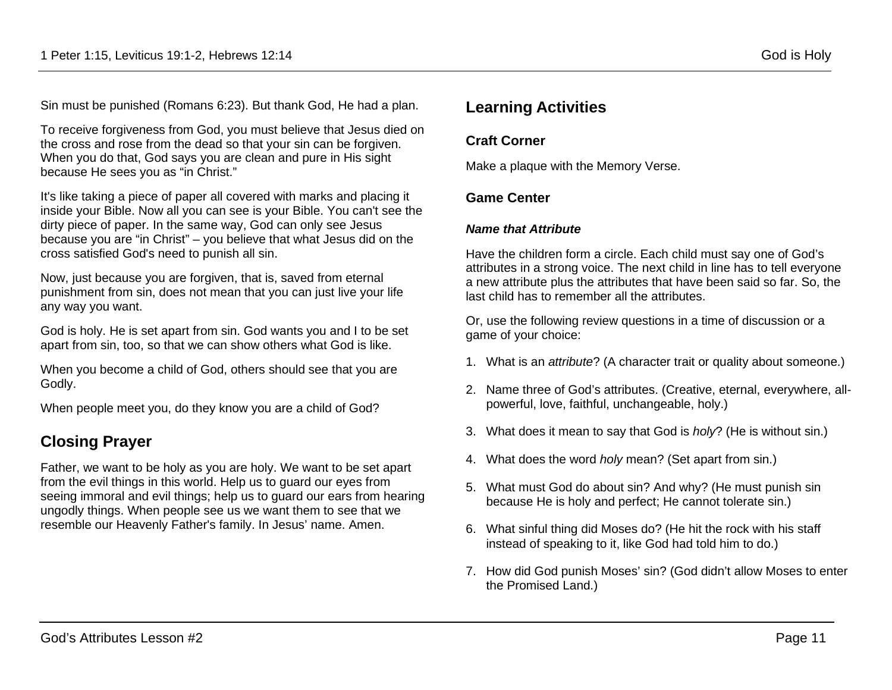Sin must be punished (Romans 6:23). But thank God, He had a plan.

To receive forgiveness from God, you must believe that Jesus died on the cross and rose from the dead so that your sin can be forgiven. When you do that, God says you are clean and pure in His sight because He sees you as "in Christ."

It's like taking a piece of paper all covered with marks and placing it inside your Bible. Now all you can see is your Bible. You can't see the dirty piece of paper. In the same way, God can only see Jesus because you are "in Christ" – you believe that what Jesus did on the cross satisfied God's need to punish all sin.

Now, just because you are forgiven, that is, saved from eternal punishment from sin, does not mean that you can just live your life any way you want.

God is holy. He is set apart from sin. God wants you and I to be set apart from sin, too, so that we can show others what God is like.

When you become a child of God, others should see that you are Godly.

When people meet you, do they know you are a child of God?

## Closing Prayer

Father, we want to be holy as you are holy. We want to be set apart from the evil things in this world. Help us to guard our eyes from seeing immoral and evil things; help us to guard our ears from hearing ungodly things. When people see us we want them to see that we resemble our Heavenly Father's family. In Jesus' name. Amen.

## Learning Activities

### Craft Corner

Make a plaque with the Memory Verse.

### Game Center

***Name that Attribute***

Have the children form a circle. Each child must say one of God's attributes in a strong voice. The next child in line has to tell everyone a new attribute plus the attributes that have been said so far. So, the last child has to remember all the attributes.

Or, use the following review questions in a time of discussion or a game of your choice:

1. What is an *attribute*? (A character trait or quality about someone.)
2. Name three of God's attributes. (Creative, eternal, everywhere, all-powerful, love, faithful, unchangeable, holy.)
3. What does it mean to say that God is *holy*? (He is without sin.)
4. What does the word *holy* mean? (Set apart from sin.)
5. What must God do about sin? And why? (He must punish sin because He is holy and perfect; He cannot tolerate sin.)
6. What sinful thing did Moses do? (He hit the rock with his staff instead of speaking to it, like God had told him to do.)
7. How did God punish Moses' sin? (God didn't allow Moses to enter the Promised Land.)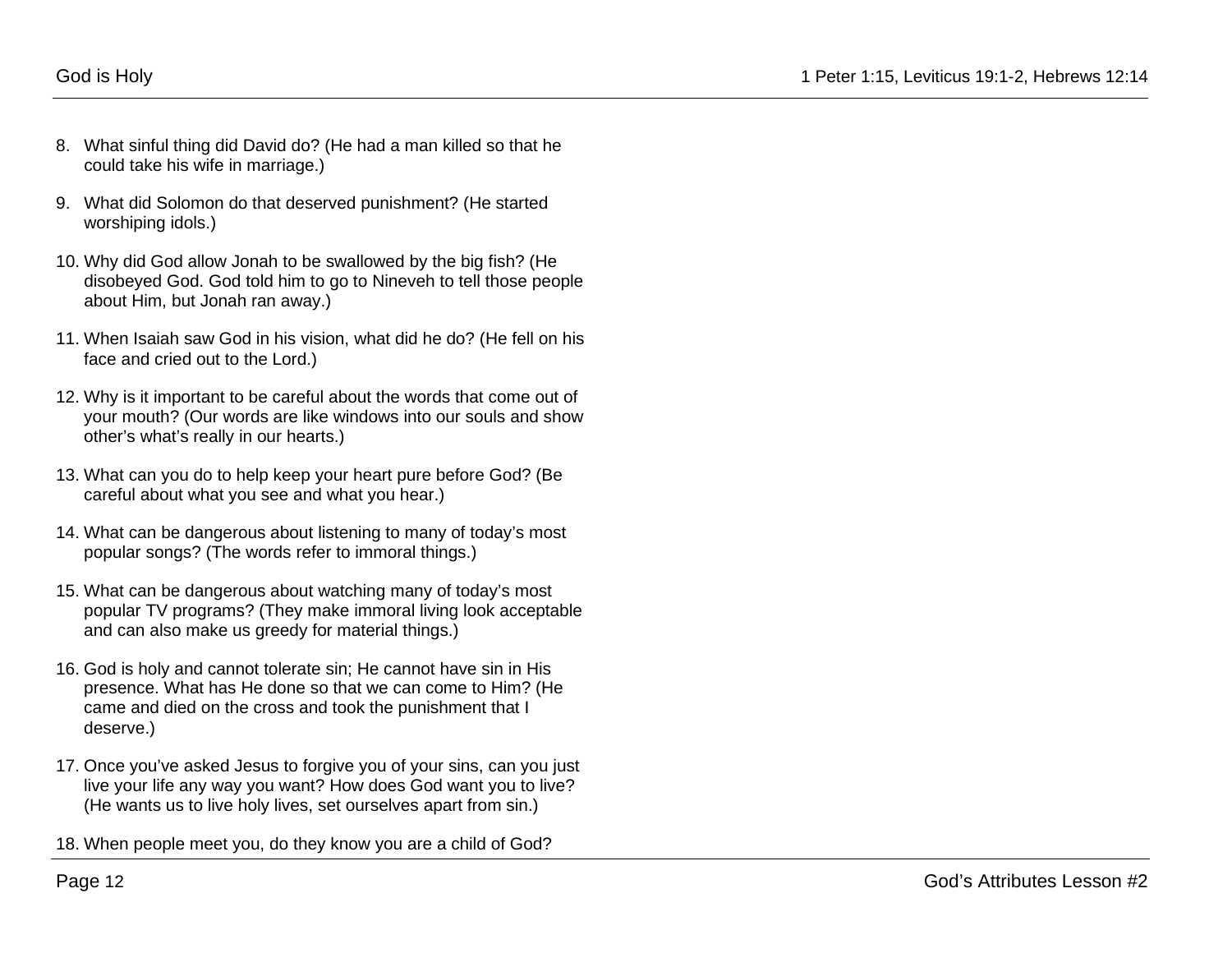8. What sinful thing did David do? (He had a man killed so that he could take his wife in marriage.)

9. What did Solomon do that deserved punishment? (He started worshiping idols.)

10. Why did God allow Jonah to be swallowed by the big fish? (He disobeyed God. God told him to go to Nineveh to tell those people about Him, but Jonah ran away.)

11. When Isaiah saw God in his vision, what did he do? (He fell on his face and cried out to the Lord.)

12. Why is it important to be careful about the words that come out of your mouth? (Our words are like windows into our souls and show other's what's really in our hearts.)

13. What can you do to help keep your heart pure before God? (Be careful about what you see and what you hear.)

14. What can be dangerous about listening to many of today's most popular songs? (The words refer to immoral things.)

15. What can be dangerous about watching many of today's most popular TV programs? (They make immoral living look acceptable and can also make us greedy for material things.)

16. God is holy and cannot tolerate sin; He cannot have sin in His presence. What has He done so that we can come to Him? (He came and died on the cross and took the punishment that I deserve.)

17. Once you've asked Jesus to forgive you of your sins, can you just live your life any way you want? How does God want you to live? (He wants us to live holy lives, set ourselves apart from sin.)

18. When people meet you, do they know you are a child of God?